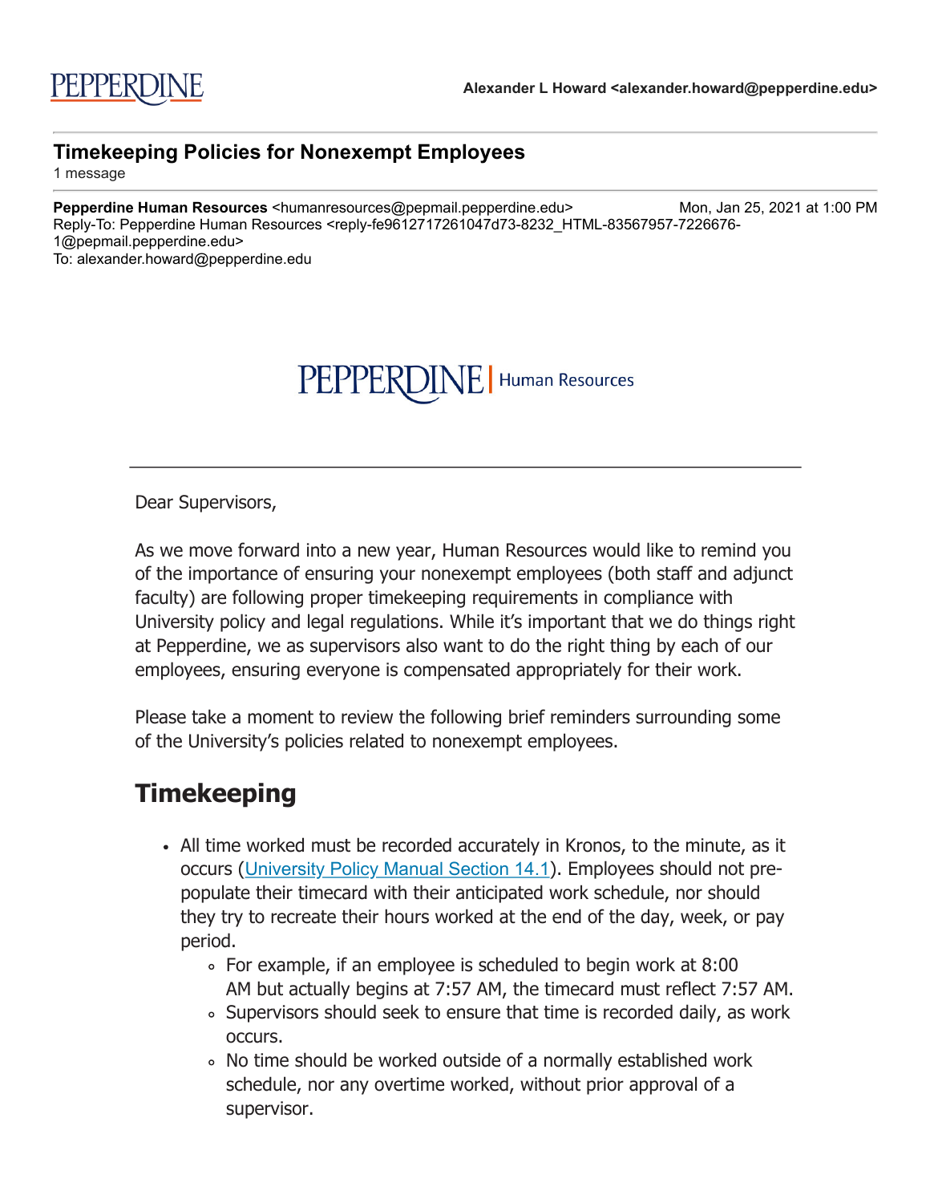PEPPERDINE

**Alexander L Howard <alexander.howard@pepperdine.edu>**

---

**Timekeeping Policies for Nonexempt Employees**

1 message

---

**Pepperdine Human Resources** <humanresources@pepmail.pepperdine.edu> Mon, Jan 25, 2021 at 1:00 PM
Reply-To: Pepperdine Human Resources <reply-fe9612717261047d73-8232_HTML-83567957-7226676-1@pepmail.pepperdine.edu>
To: alexander.howard@pepperdine.edu

PEPPERDINE | Human Resources

---

Dear Supervisors,

As we move forward into a new year, Human Resources would like to remind you of the importance of ensuring your nonexempt employees (both staff and adjunct faculty) are following proper timekeeping requirements in compliance with University policy and legal regulations. While it's important that we do things right at Pepperdine, we as supervisors also want to do the right thing by each of our employees, ensuring everyone is compensated appropriately for their work.

Please take a moment to review the following brief reminders surrounding some of the University's policies related to nonexempt employees.

## Timekeeping

- All time worked must be recorded accurately in Kronos, to the minute, as it occurs (University Policy Manual Section 14.1). Employees should not pre-populate their timecard with their anticipated work schedule, nor should they try to recreate their hours worked at the end of the day, week, or pay period.
  - For example, if an employee is scheduled to begin work at 8:00 AM but actually begins at 7:57 AM, the timecard must reflect 7:57 AM.
  - Supervisors should seek to ensure that time is recorded daily, as work occurs.
  - No time should be worked outside of a normally established work schedule, nor any overtime worked, without prior approval of a supervisor.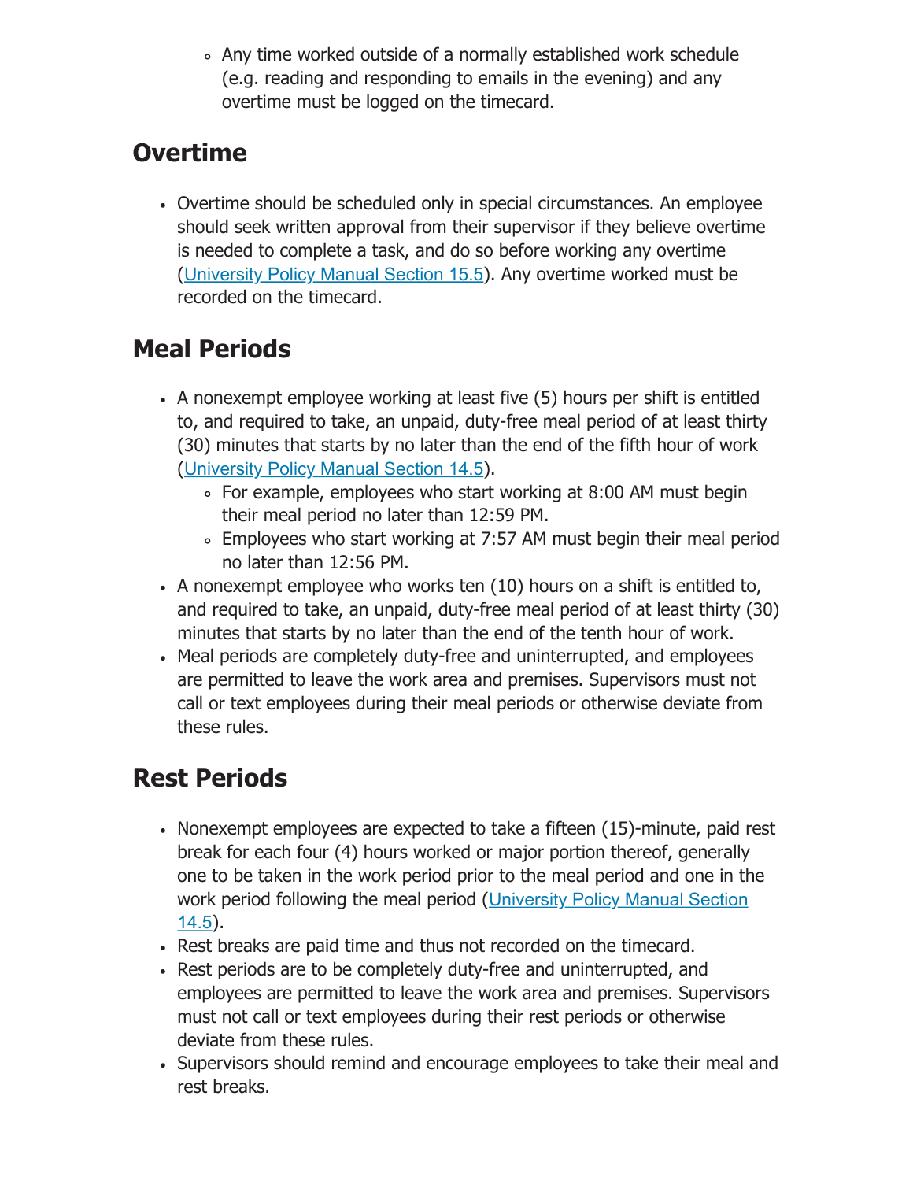- Any time worked outside of a normally established work schedule (e.g. reading and responding to emails in the evening) and any overtime must be logged on the timecard.

## Overtime

- Overtime should be scheduled only in special circumstances. An employee should seek written approval from their supervisor if they believe overtime is needed to complete a task, and do so before working any overtime (University Policy Manual Section 15.5). Any overtime worked must be recorded on the timecard.

## Meal Periods

- A nonexempt employee working at least five (5) hours per shift is entitled to, and required to take, an unpaid, duty-free meal period of at least thirty (30) minutes that starts by no later than the end of the fifth hour of work (University Policy Manual Section 14.5).
  - For example, employees who start working at 8:00 AM must begin their meal period no later than 12:59 PM.
  - Employees who start working at 7:57 AM must begin their meal period no later than 12:56 PM.
- A nonexempt employee who works ten (10) hours on a shift is entitled to, and required to take, an unpaid, duty-free meal period of at least thirty (30) minutes that starts by no later than the end of the tenth hour of work.
- Meal periods are completely duty-free and uninterrupted, and employees are permitted to leave the work area and premises. Supervisors must not call or text employees during their meal periods or otherwise deviate from these rules.

## Rest Periods

- Nonexempt employees are expected to take a fifteen (15)-minute, paid rest break for each four (4) hours worked or major portion thereof, generally one to be taken in the work period prior to the meal period and one in the work period following the meal period (University Policy Manual Section 14.5).
- Rest breaks are paid time and thus not recorded on the timecard.
- Rest periods are to be completely duty-free and uninterrupted, and employees are permitted to leave the work area and premises. Supervisors must not call or text employees during their rest periods or otherwise deviate from these rules.
- Supervisors should remind and encourage employees to take their meal and rest breaks.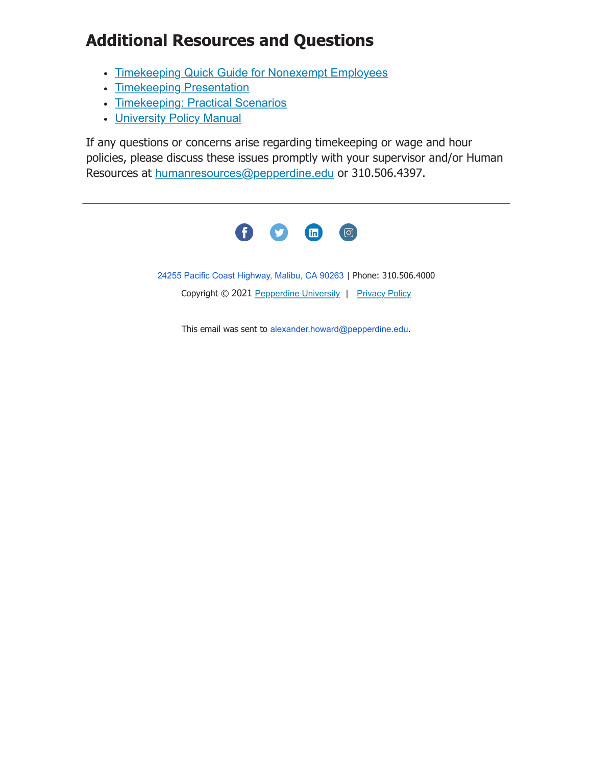## Additional Resources and Questions

- Timekeeping Quick Guide for Nonexempt Employees
- Timekeeping Presentation
- Timekeeping: Practical Scenarios
- University Policy Manual

If any questions or concerns arise regarding timekeeping or wage and hour policies, please discuss these issues promptly with your supervisor and/or Human Resources at humanresources@pepperdine.edu or 310.506.4397.

---

24255 Pacific Coast Highway, Malibu, CA 90263 | Phone: 310.506.4000

Copyright © 2021 Pepperdine University | Privacy Policy

This email was sent to alexander.howard@pepperdine.edu.